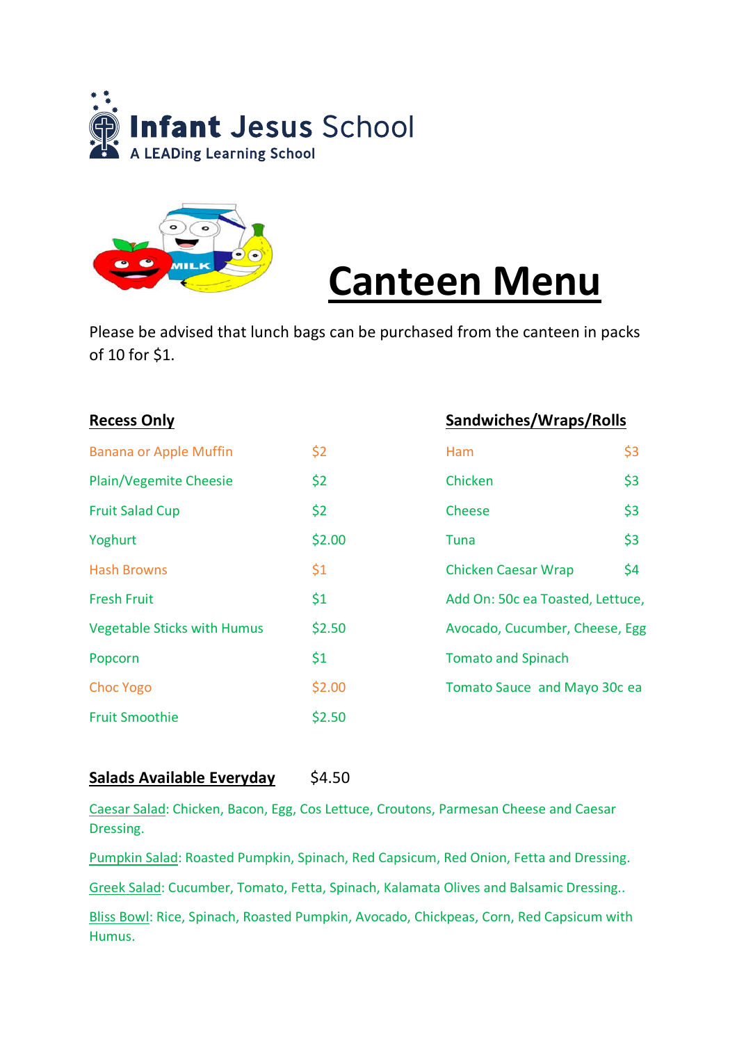**Infant Jesus School**
A LEADing Learning School

# Canteen Menu

Please be advised that lunch bags can be purchased from the canteen in packs of 10 for $1.

## Recess Only

| Item | Price |
|---|---|
| Banana or Apple Muffin | $2 |
| Plain/Vegemite Cheesie | $2 |
| Fruit Salad Cup | $2 |
| Yoghurt | $2.00 |
| Hash Browns | $1 |
| Fresh Fruit | $1 |
| Vegetable Sticks with Humus | $2.50 |
| Popcorn | $1 |
| Choc Yogo | $2.00 |
| Fruit Smoothie | $2.50 |

## Sandwiches/Wraps/Rolls

| Item | Price |
|---|---|
| Ham | $3 |
| Chicken | $3 |
| Cheese | $3 |
| Tuna | $3 |
| Chicken Caesar Wrap | $4 |

Add On: 50c ea Toasted, Lettuce, Avocado, Cucumber, Cheese, Egg Tomato and Spinach

Tomato Sauce and Mayo 30c ea

## Salads Available Everyday $4.50

Caesar Salad: Chicken, Bacon, Egg, Cos Lettuce, Croutons, Parmesan Cheese and Caesar Dressing.

Pumpkin Salad: Roasted Pumpkin, Spinach, Red Capsicum, Red Onion, Fetta and Dressing.

Greek Salad: Cucumber, Tomato, Fetta, Spinach, Kalamata Olives and Balsamic Dressing..

Bliss Bowl: Rice, Spinach, Roasted Pumpkin, Avocado, Chickpeas, Corn, Red Capsicum with Humus.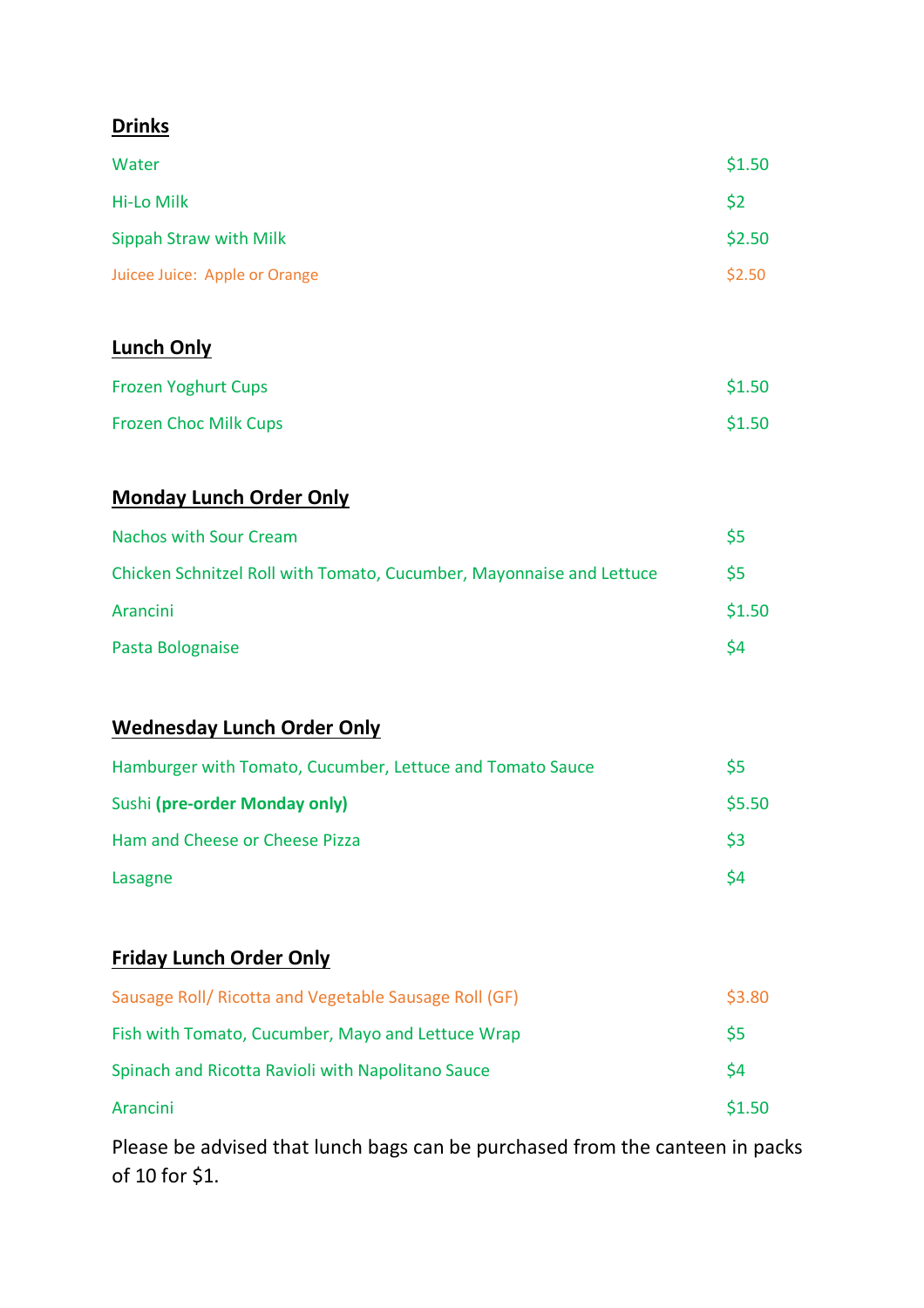**Drinks**

| | |
|---|---|
| Water | $1.50 |
| Hi-Lo Milk | $2 |
| Sippah Straw with Milk | $2.50 |
| Juicee Juice: Apple or Orange | $2.50 |

**Lunch Only**

| | |
|---|---|
| Frozen Yoghurt Cups | $1.50 |
| Frozen Choc Milk Cups | $1.50 |

**Monday Lunch Order Only**

| | |
|---|---|
| Nachos with Sour Cream | $5 |
| Chicken Schnitzel Roll with Tomato, Cucumber, Mayonnaise and Lettuce | $5 |
| Arancini | $1.50 |
| Pasta Bolognaise | $4 |

**Wednesday Lunch Order Only**

| | |
|---|---|
| Hamburger with Tomato, Cucumber, Lettuce and Tomato Sauce | $5 |
| Sushi **(pre-order Monday only)** | $5.50 |
| Ham and Cheese or Cheese Pizza | $3 |
| Lasagne | $4 |

**Friday Lunch Order Only**

| | |
|---|---|
| Sausage Roll/ Ricotta and Vegetable Sausage Roll (GF) | $3.80 |
| Fish with Tomato, Cucumber, Mayo and Lettuce Wrap | $5 |
| Spinach and Ricotta Ravioli with Napolitano Sauce | $4 |
| Arancini | $1.50 |

Please be advised that lunch bags can be purchased from the canteen in packs of 10 for $1.